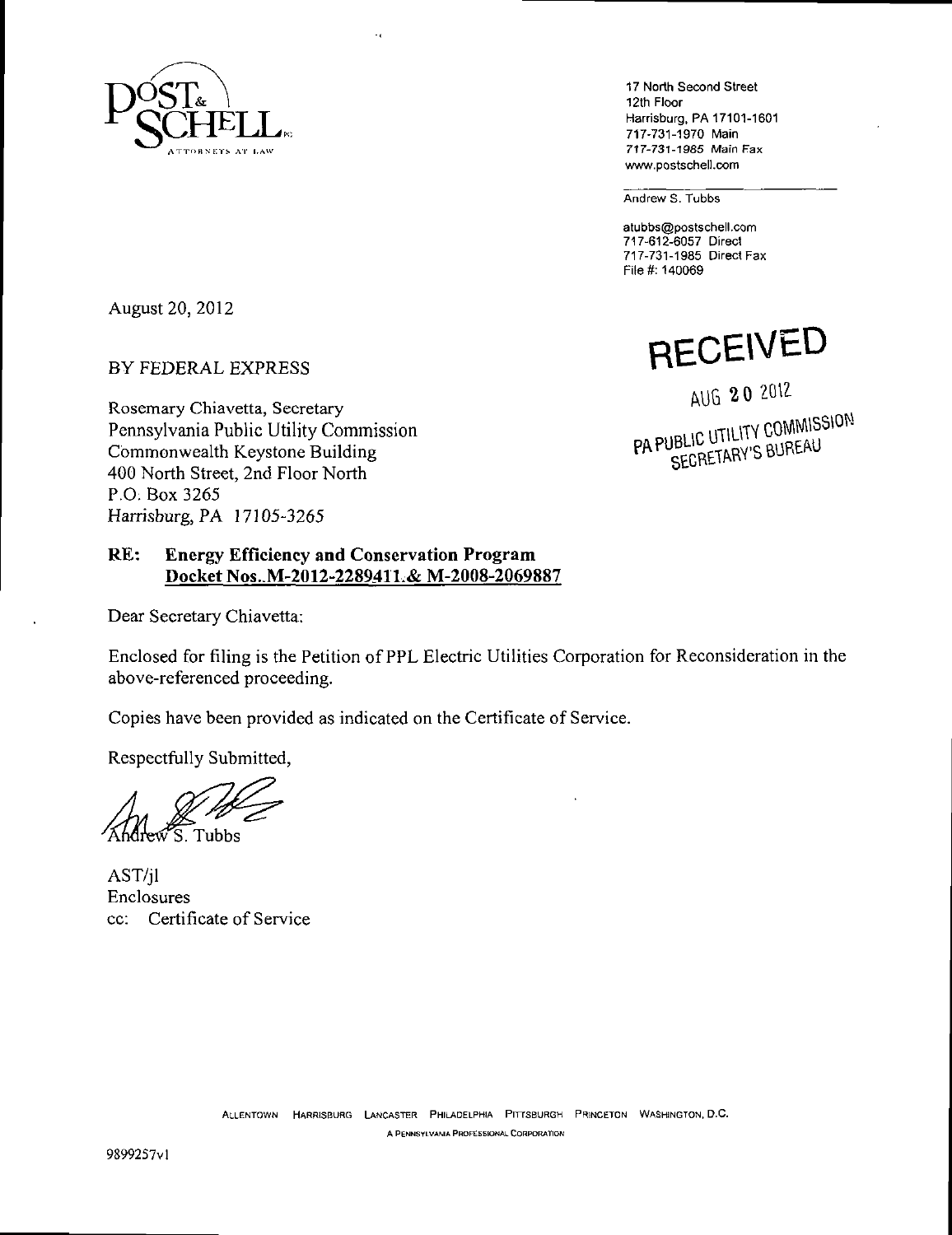POST & SCHELL, P.C.
ATTORNEYS AT LAW

17 North Second Street
12th Floor
Harrisburg, PA 17101-1601
717-731-1970 Main
717-731-1985 Main Fax
www.postschell.com

Andrew S. Tubbs

atubbs@postschell.com
717-612-6057 Direct
717-731-1985 Direct Fax
File #: 140069

August 20, 2012

RECEIVED

AUG 20 2012

PA PUBLIC UTILITY COMMISSION
SECRETARY'S BUREAU

BY FEDERAL EXPRESS

Rosemary Chiavetta, Secretary
Pennsylvania Public Utility Commission
Commonwealth Keystone Building
400 North Street, 2nd Floor North
P.O. Box 3265
*Harrisburg, PA 17105-3265*

**RE: Energy Efficiency and Conservation Program**
**Docket Nos. M-2012-2289411 & M-2008-2069887**

Dear Secretary Chiavetta:

Enclosed for filing is the Petition of PPL Electric Utilities Corporation for Reconsideration in the above-referenced proceeding.

Copies have been provided as indicated on the Certificate of Service.

Respectfully Submitted,

Andrew S. Tubbs

AST/jl
Enclosures
cc: Certificate of Service

ALLENTOWN HARRISBURG LANCASTER PHILADELPHIA PITTSBURGH PRINCETON WASHINGTON, D.C.
A PENNSYLVANIA PROFESSIONAL CORPORATION

9899257v1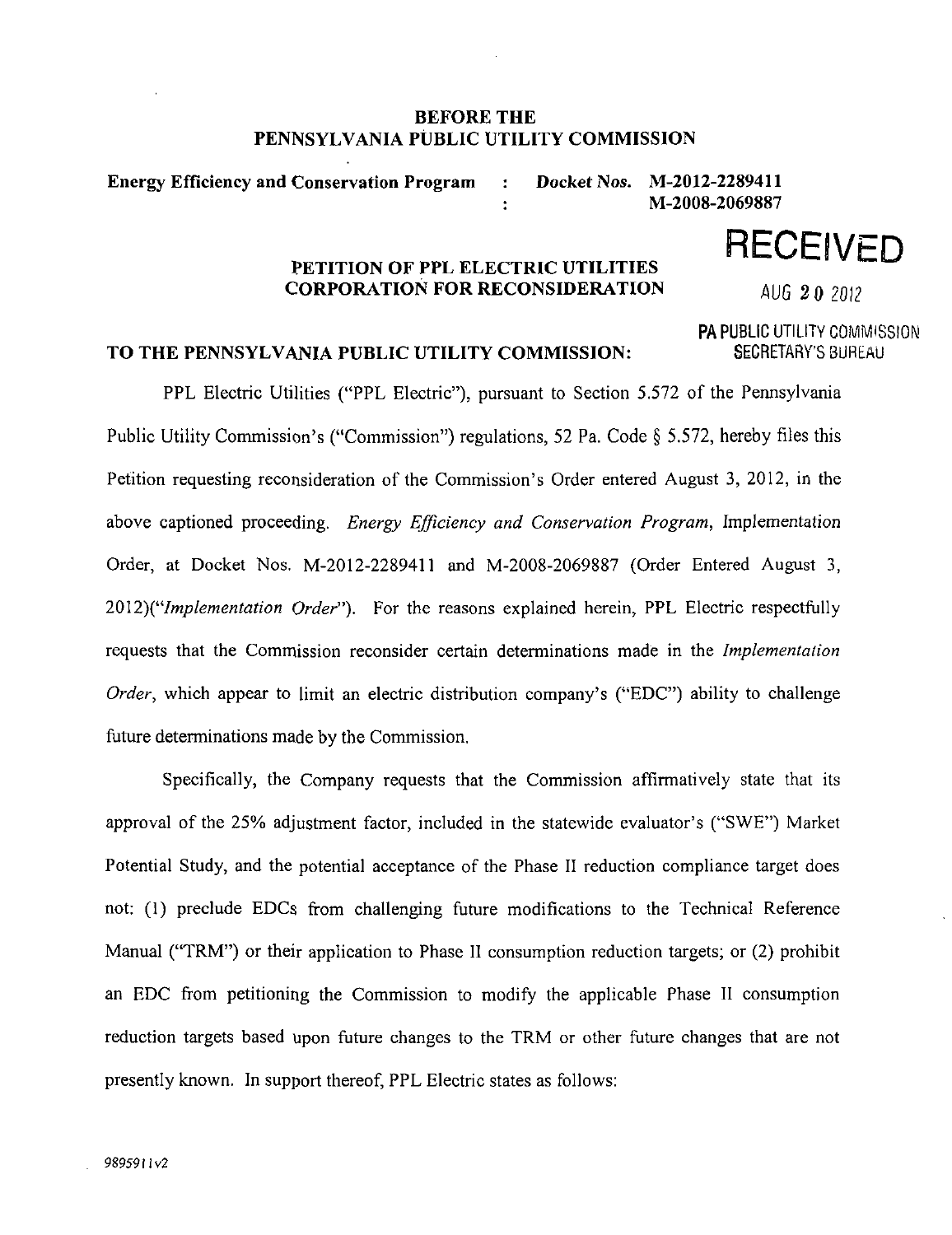**BEFORE THE**
**PENNSYLVANIA PUBLIC UTILITY COMMISSION**

**Energy Efficiency and Conservation Program** : **Docket Nos. M-2012-2289411**
: **M-2008-2069887**

**RECEIVED**

AUG 20 2012

PA PUBLIC UTILITY COMMISSION
SECRETARY'S BUREAU

**PETITION OF PPL ELECTRIC UTILITIES CORPORATION FOR RECONSIDERATION**

**TO THE PENNSYLVANIA PUBLIC UTILITY COMMISSION:**

PPL Electric Utilities ("PPL Electric"), pursuant to Section 5.572 of the Pennsylvania Public Utility Commission's ("Commission") regulations, 52 Pa. Code § 5.572, hereby files this Petition requesting reconsideration of the Commission's Order entered August 3, 2012, in the above captioned proceeding. *Energy Efficiency and Conservation Program*, Implementation Order, at Docket Nos. M-2012-2289411 and M-2008-2069887 (Order Entered August 3, 2012)("*Implementation Order*"). For the reasons explained herein, PPL Electric respectfully requests that the Commission reconsider certain determinations made in the *Implementation Order*, which appear to limit an electric distribution company's ("EDC") ability to challenge future determinations made by the Commission.

Specifically, the Company requests that the Commission affirmatively state that its approval of the 25% adjustment factor, included in the statewide evaluator's ("SWE") Market Potential Study, and the potential acceptance of the Phase II reduction compliance target does not: (1) preclude EDCs from challenging future modifications to the Technical Reference Manual ("TRM") or their application to Phase II consumption reduction targets; or (2) prohibit an EDC from petitioning the Commission to modify the applicable Phase II consumption reduction targets based upon future changes to the TRM or other future changes that are not presently known. In support thereof, PPL Electric states as follows:

989591 1v2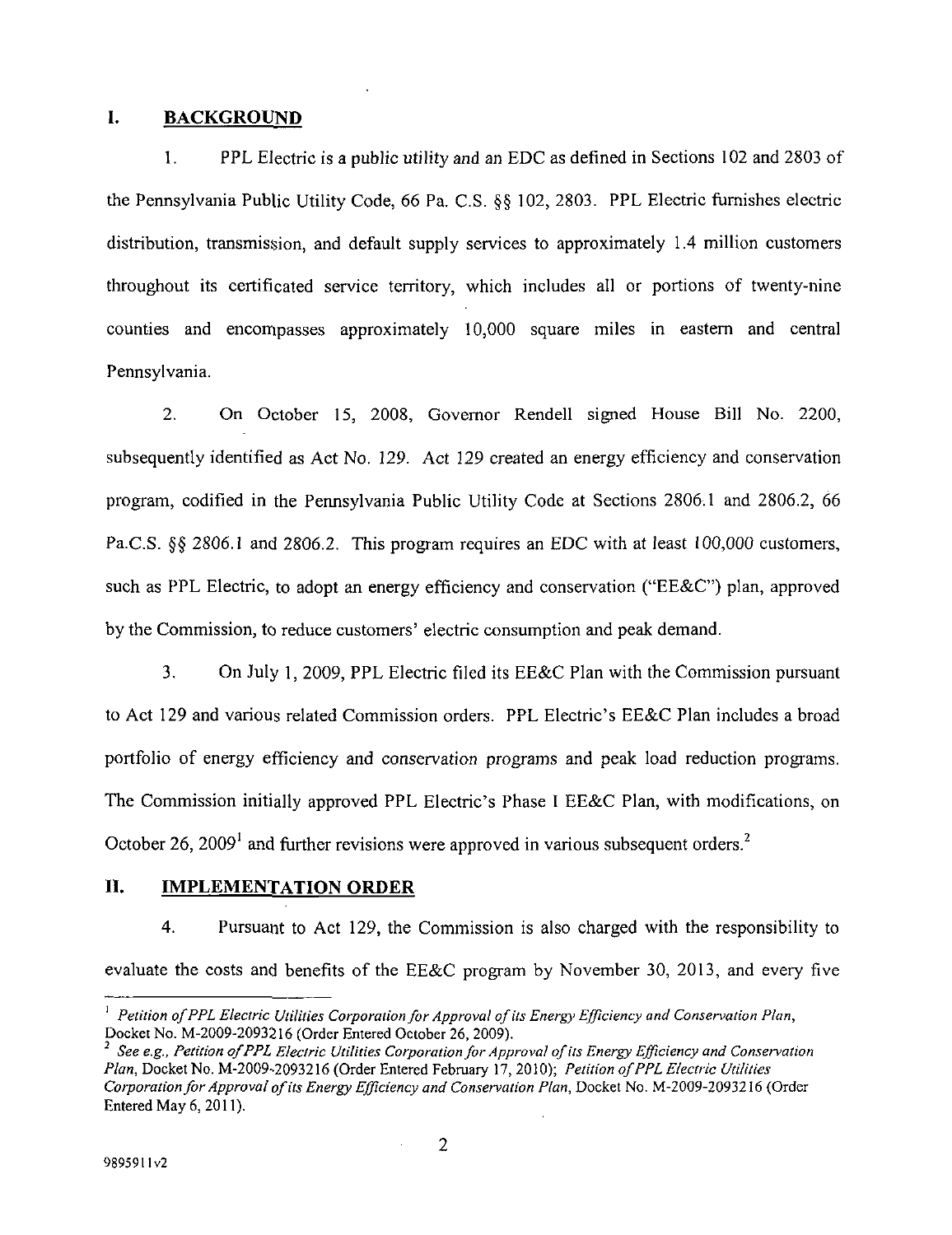## I. BACKGROUND

1. PPL Electric is a public utility and an EDC as defined in Sections 102 and 2803 of the Pennsylvania Public Utility Code, 66 Pa. C.S. §§ 102, 2803. PPL Electric furnishes electric distribution, transmission, and default supply services to approximately 1.4 million customers throughout its certificated service territory, which includes all or portions of twenty-nine counties and encompasses approximately 10,000 square miles in eastern and central Pennsylvania.

2. On October 15, 2008, Governor Rendell signed House Bill No. 2200, subsequently identified as Act No. 129. Act 129 created an energy efficiency and conservation program, codified in the Pennsylvania Public Utility Code at Sections 2806.1 and 2806.2, 66 Pa.C.S. §§ 2806.1 and 2806.2. This program requires an EDC with at least 100,000 customers, such as PPL Electric, to adopt an energy efficiency and conservation ("EE&C") plan, approved by the Commission, to reduce customers' electric consumption and peak demand.

3. On July 1, 2009, PPL Electric filed its EE&C Plan with the Commission pursuant to Act 129 and various related Commission orders. PPL Electric's EE&C Plan includes a broad portfolio of energy efficiency and conservation programs and peak load reduction programs. The Commission initially approved PPL Electric's Phase I EE&C Plan, with modifications, on October 26, 2009[1] and further revisions were approved in various subsequent orders.[2]

## II. IMPLEMENTATION ORDER

4. Pursuant to Act 129, the Commission is also charged with the responsibility to evaluate the costs and benefits of the EE&C program by November 30, 2013, and every five

---

[1] *Petition of PPL Electric Utilities Corporation for Approval of its Energy Efficiency and Conservation Plan*, Docket No. M-2009-2093216 (Order Entered October 26, 2009).

[2] *See e.g., Petition of PPL Electric Utilities Corporation for Approval of its Energy Efficiency and Conservation Plan*, Docket No. M-2009-2093216 (Order Entered February 17, 2010); *Petition of PPL Electric Utilities Corporation for Approval of its Energy Efficiency and Conservation Plan*, Docket No. M-2009-2093216 (Order Entered May 6, 2011).

9895911v2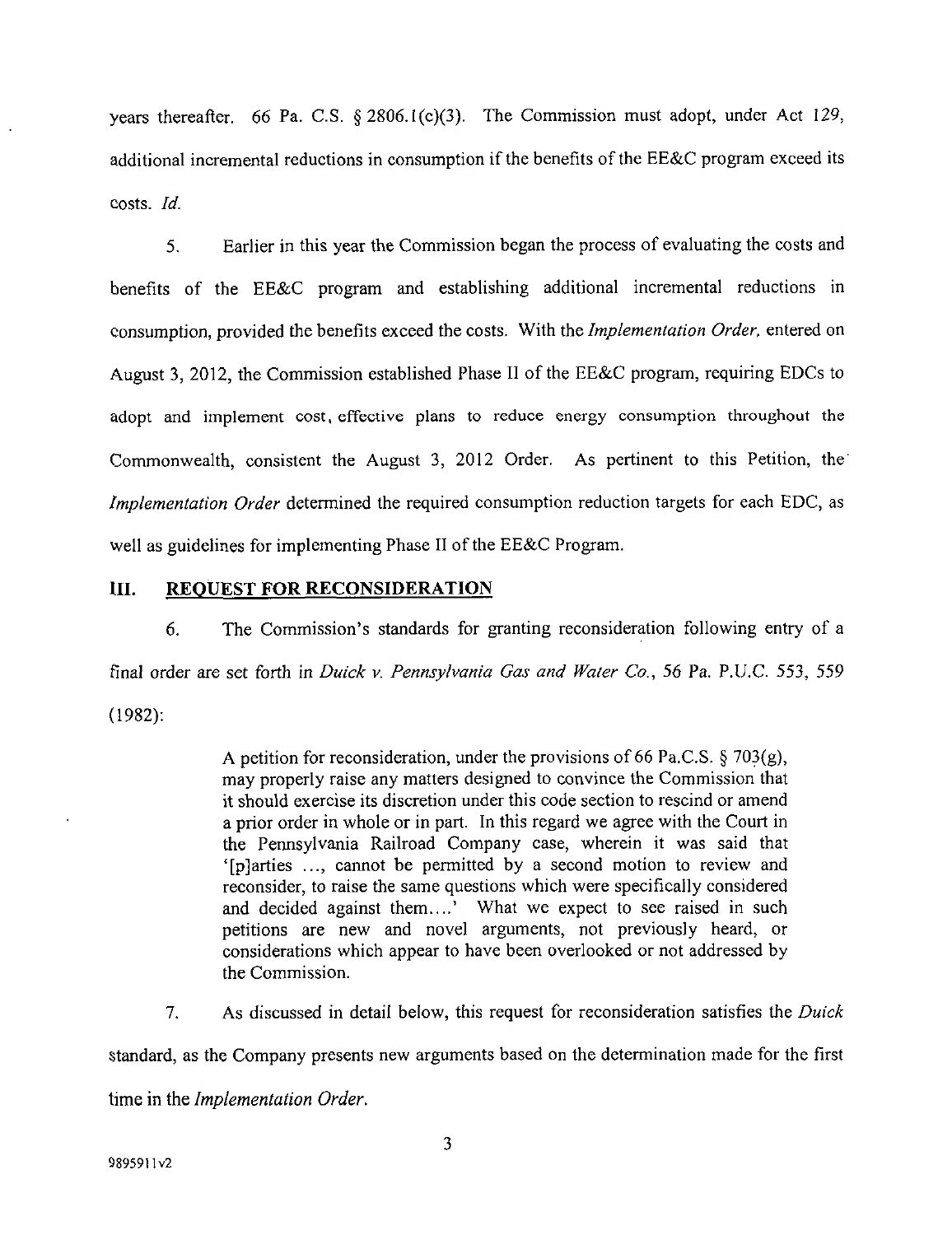years thereafter. 66 Pa. C.S. § 2806.1(c)(3). The Commission must adopt, under Act 129, additional incremental reductions in consumption if the benefits of the EE&C program exceed its costs. *Id.*

5. Earlier in this year the Commission began the process of evaluating the costs and benefits of the EE&C program and establishing additional incremental reductions in consumption, provided the benefits exceed the costs. With the *Implementation Order*, entered on August 3, 2012, the Commission established Phase II of the EE&C program, requiring EDCs to adopt and implement cost, effective plans to reduce energy consumption throughout the Commonwealth, consistent the August 3, 2012 Order. As pertinent to this Petition, the *Implementation Order* determined the required consumption reduction targets for each EDC, as well as guidelines for implementing Phase II of the EE&C Program.

## III. REQUEST FOR RECONSIDERATION

6. The Commission's standards for granting reconsideration following entry of a final order are set forth in *Duick v. Pennsylvania Gas and Water Co.*, 56 Pa. P.U.C. 553, 559 (1982):

> A petition for reconsideration, under the provisions of 66 Pa.C.S. § 703(g), may properly raise any matters designed to convince the Commission that it should exercise its discretion under this code section to rescind or amend a prior order in whole or in part. In this regard we agree with the Court in the Pennsylvania Railroad Company case, wherein it was said that '[p]arties ..., cannot be permitted by a second motion to review and reconsider, to raise the same questions which were specifically considered and decided against them....' What we expect to see raised in such petitions are new and novel arguments, not previously heard, or considerations which appear to have been overlooked or not addressed by the Commission.

7. As discussed in detail below, this request for reconsideration satisfies the *Duick* standard, as the Company presents new arguments based on the determination made for the first time in the *Implementation Order*.

9895911v2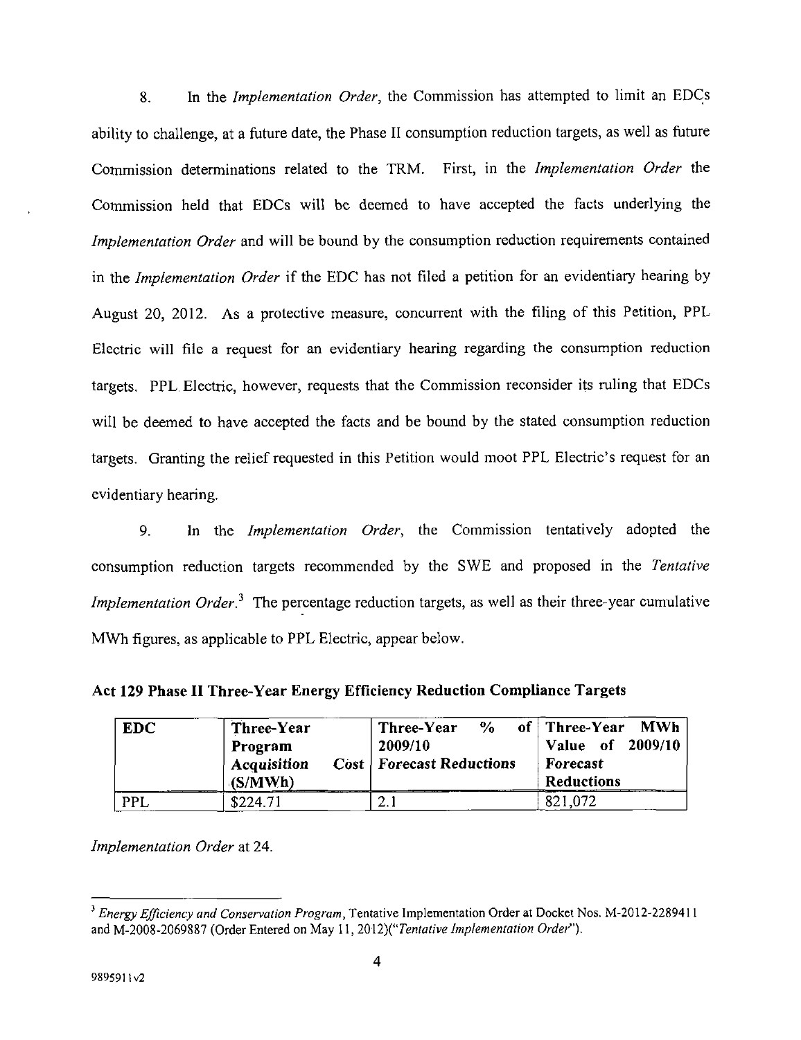8. In the *Implementation Order*, the Commission has attempted to limit an EDCs ability to challenge, at a future date, the Phase II consumption reduction targets, as well as future Commission determinations related to the TRM. First, in the *Implementation Order* the Commission held that EDCs will be deemed to have accepted the facts underlying the *Implementation Order* and will be bound by the consumption reduction requirements contained in the *Implementation Order* if the EDC has not filed a petition for an evidentiary hearing by August 20, 2012. As a protective measure, concurrent with the filing of this Petition, PPL Electric will file a request for an evidentiary hearing regarding the consumption reduction targets. PPL Electric, however, requests that the Commission reconsider its ruling that EDCs will be deemed to have accepted the facts and be bound by the stated consumption reduction targets. Granting the relief requested in this Petition would moot PPL Electric's request for an evidentiary hearing.

9. In the *Implementation Order*, the Commission tentatively adopted the consumption reduction targets recommended by the SWE and proposed in the *Tentative Implementation Order*.[3] The percentage reduction targets, as well as their three-year cumulative MWh figures, as applicable to PPL Electric, appear below.

**Act 129 Phase II Three-Year Energy Efficiency Reduction Compliance Targets**

| EDC | Three-Year Program Acquisition Cost ($/MWh) | Three-Year % of 2009/10 Forecast Reductions | Three-Year MWh Value of 2009/10 Forecast Reductions |
|---|---|---|---|
| PPL | $224.71 | 2.1 | 821,072 |

*Implementation Order* at 24.

---

[3] *Energy Efficiency and Conservation Program*, Tentative Implementation Order at Docket Nos. M-2012-2289411 and M-2008-2069887 (Order Entered on May 11, 2012)("*Tentative Implementation Order*").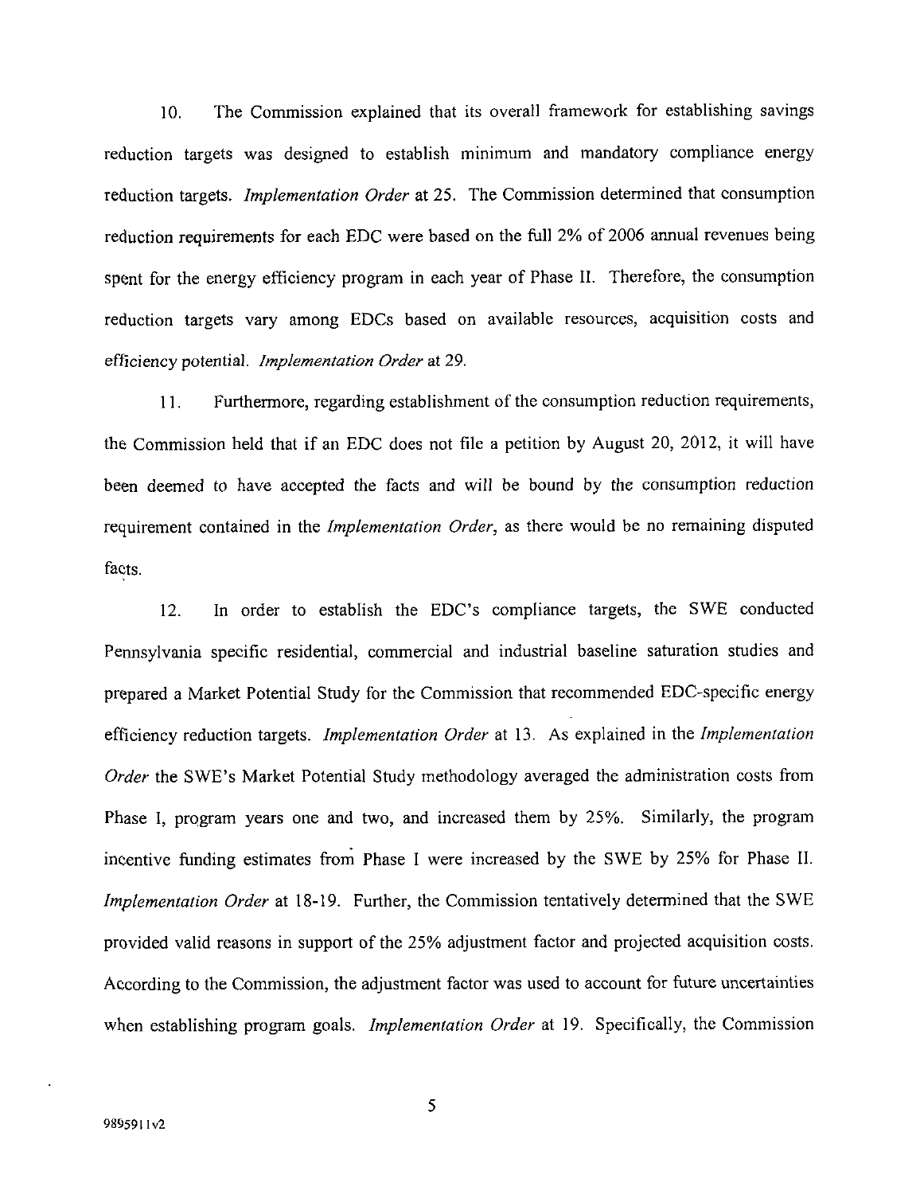10. The Commission explained that its overall framework for establishing savings reduction targets was designed to establish minimum and mandatory compliance energy reduction targets. *Implementation Order* at 25. The Commission determined that consumption reduction requirements for each EDC were based on the full 2% of 2006 annual revenues being spent for the energy efficiency program in each year of Phase II. Therefore, the consumption reduction targets vary among EDCs based on available resources, acquisition costs and efficiency potential. *Implementation Order* at 29.

11. Furthermore, regarding establishment of the consumption reduction requirements, the Commission held that if an EDC does not file a petition by August 20, 2012, it will have been deemed to have accepted the facts and will be bound by the consumption reduction requirement contained in the *Implementation Order*, as there would be no remaining disputed facts.

12. In order to establish the EDC's compliance targets, the SWE conducted Pennsylvania specific residential, commercial and industrial baseline saturation studies and prepared a Market Potential Study for the Commission that recommended EDC-specific energy efficiency reduction targets. *Implementation Order* at 13. As explained in the *Implementation Order* the SWE's Market Potential Study methodology averaged the administration costs from Phase I, program years one and two, and increased them by 25%. Similarly, the program incentive funding estimates from Phase I were increased by the SWE by 25% for Phase II. *Implementation Order* at 18-19. Further, the Commission tentatively determined that the SWE provided valid reasons in support of the 25% adjustment factor and projected acquisition costs. According to the Commission, the adjustment factor was used to account for future uncertainties when establishing program goals. *Implementation Order* at 19. Specifically, the Commission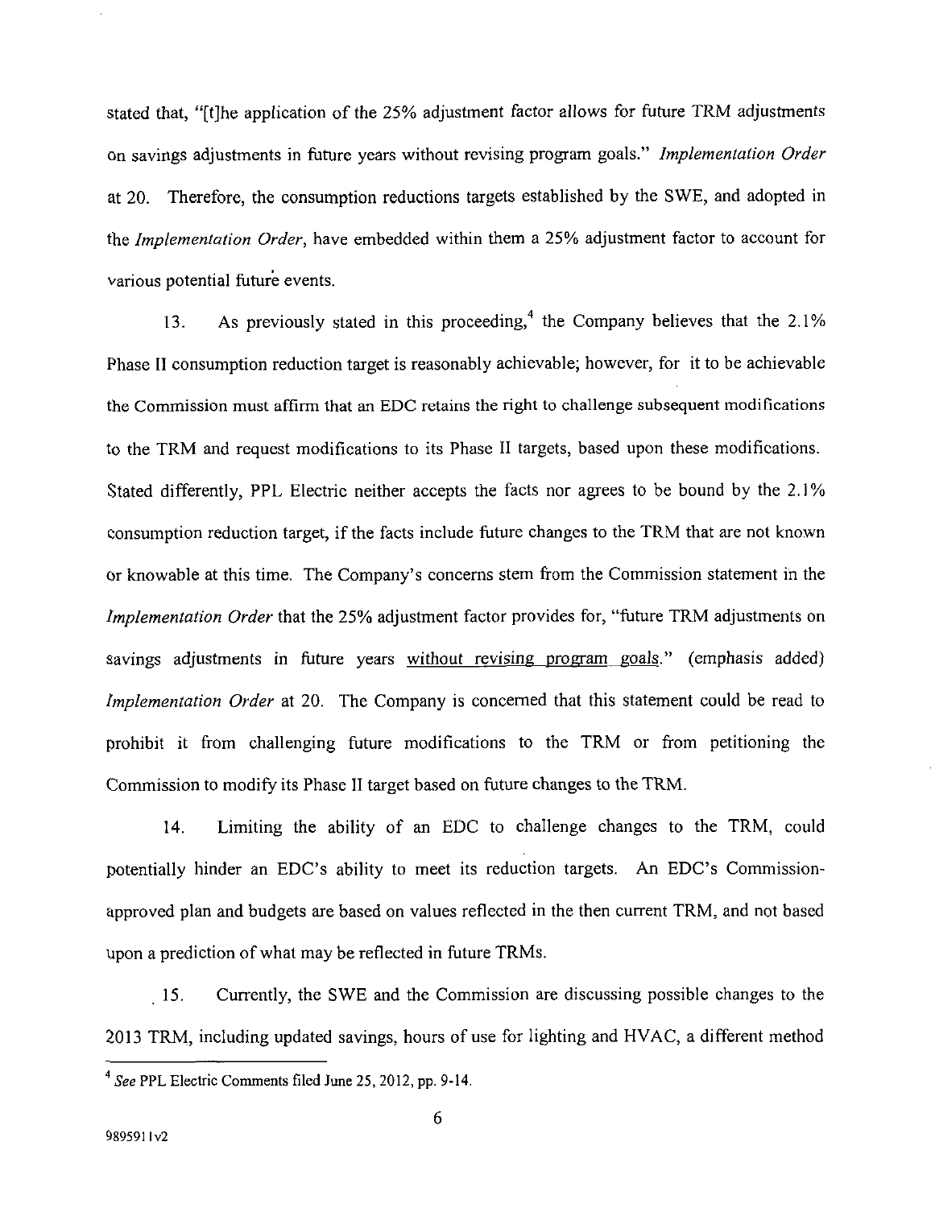stated that, "[t]he application of the 25% adjustment factor allows for future TRM adjustments on savings adjustments in future years without revising program goals." *Implementation Order* at 20. Therefore, the consumption reductions targets established by the SWE, and adopted in the *Implementation Order*, have embedded within them a 25% adjustment factor to account for various potential future events.

13. As previously stated in this proceeding,[4] the Company believes that the 2.1% Phase II consumption reduction target is reasonably achievable; however, for it to be achievable the Commission must affirm that an EDC retains the right to challenge subsequent modifications to the TRM and request modifications to its Phase II targets, based upon these modifications. Stated differently, PPL Electric neither accepts the facts nor agrees to be bound by the 2.1% consumption reduction target, if the facts include future changes to the TRM that are not known or knowable at this time. The Company's concerns stem from the Commission statement in the *Implementation Order* that the 25% adjustment factor provides for, "future TRM adjustments on savings adjustments in future years <u>without revising program goals</u>." (emphasis added) *Implementation Order* at 20. The Company is concerned that this statement could be read to prohibit it from challenging future modifications to the TRM or from petitioning the Commission to modify its Phase II target based on future changes to the TRM.

14. Limiting the ability of an EDC to challenge changes to the TRM, could potentially hinder an EDC's ability to meet its reduction targets. An EDC's Commission-approved plan and budgets are based on values reflected in the then current TRM, and not based upon a prediction of what may be reflected in future TRMs.

15. Currently, the SWE and the Commission are discussing possible changes to the 2013 TRM, including updated savings, hours of use for lighting and HVAC, a different method

---

[4] *See* PPL Electric Comments filed June 25, 2012, pp. 9-14.

9895911v2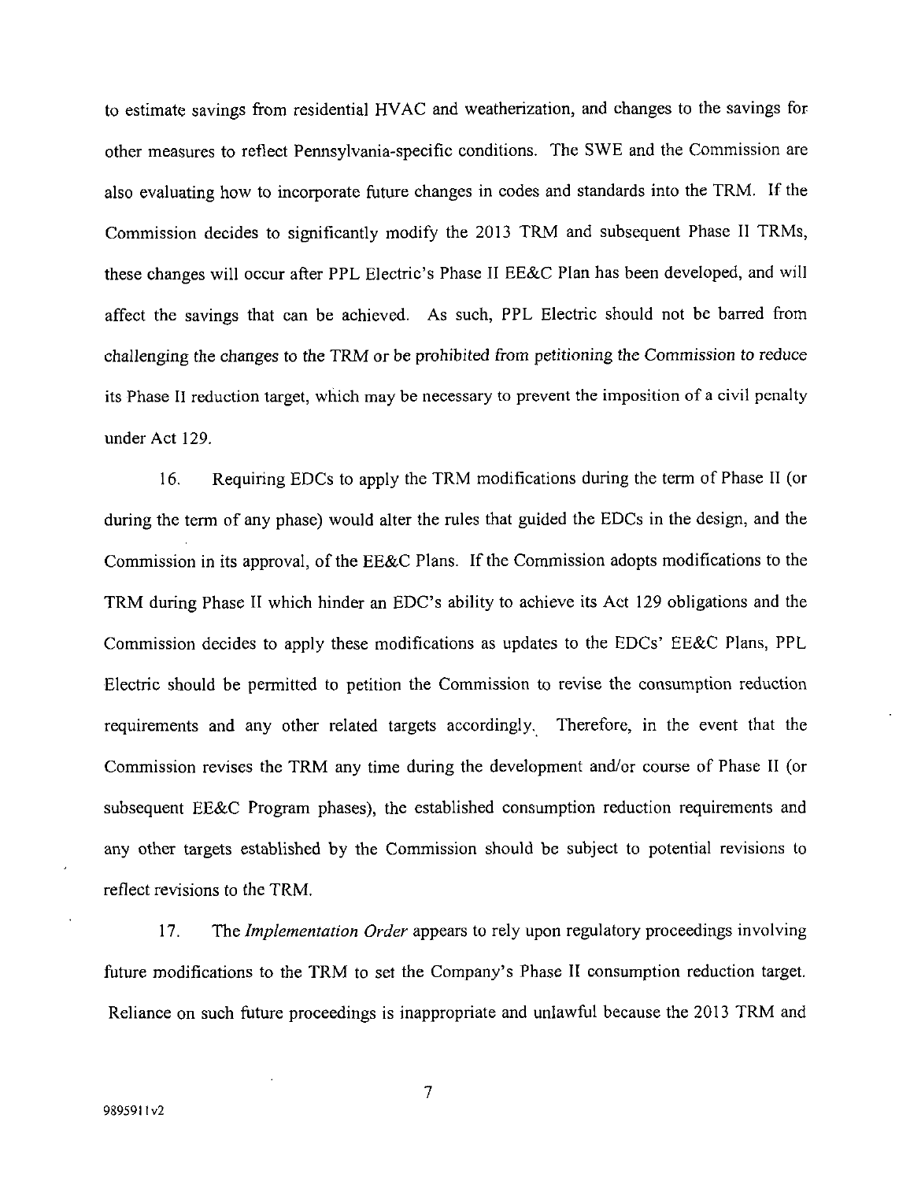to estimate savings from residential HVAC and weatherization, and changes to the savings for other measures to reflect Pennsylvania-specific conditions. The SWE and the Commission are also evaluating how to incorporate future changes in codes and standards into the TRM. If the Commission decides to significantly modify the 2013 TRM and subsequent Phase II TRMs, these changes will occur after PPL Electric's Phase II EE&C Plan has been developed, and will affect the savings that can be achieved. As such, PPL Electric should not be barred from challenging the changes to the TRM or be prohibited from petitioning the Commission to reduce its Phase II reduction target, which may be necessary to prevent the imposition of a civil penalty under Act 129.

16. Requiring EDCs to apply the TRM modifications during the term of Phase II (or during the term of any phase) would alter the rules that guided the EDCs in the design, and the Commission in its approval, of the EE&C Plans. If the Commission adopts modifications to the TRM during Phase II which hinder an EDC's ability to achieve its Act 129 obligations and the Commission decides to apply these modifications as updates to the EDCs' EE&C Plans, PPL Electric should be permitted to petition the Commission to revise the consumption reduction requirements and any other related targets accordingly. Therefore, in the event that the Commission revises the TRM any time during the development and/or course of Phase II (or subsequent EE&C Program phases), the established consumption reduction requirements and any other targets established by the Commission should be subject to potential revisions to reflect revisions to the TRM.

17. The *Implementation Order* appears to rely upon regulatory proceedings involving future modifications to the TRM to set the Company's Phase II consumption reduction target. Reliance on such future proceedings is inappropriate and unlawful because the 2013 TRM and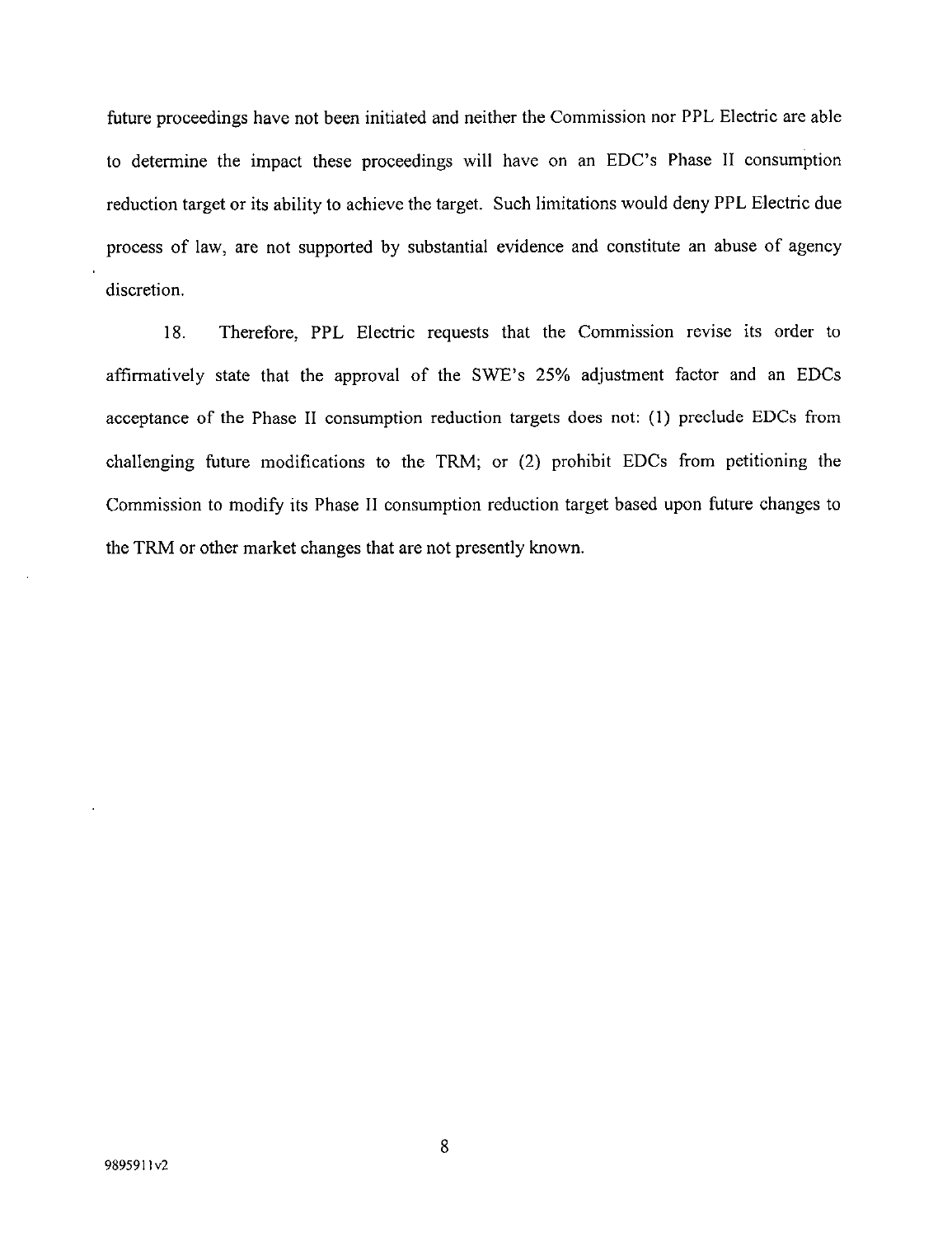future proceedings have not been initiated and neither the Commission nor PPL Electric are able to determine the impact these proceedings will have on an EDC's Phase II consumption reduction target or its ability to achieve the target. Such limitations would deny PPL Electric due process of law, are not supported by substantial evidence and constitute an abuse of agency discretion.

18. Therefore, PPL Electric requests that the Commission revise its order to affirmatively state that the approval of the SWE's 25% adjustment factor and an EDCs acceptance of the Phase II consumption reduction targets does not: (1) preclude EDCs from challenging future modifications to the TRM; or (2) prohibit EDCs from petitioning the Commission to modify its Phase II consumption reduction target based upon future changes to the TRM or other market changes that are not presently known.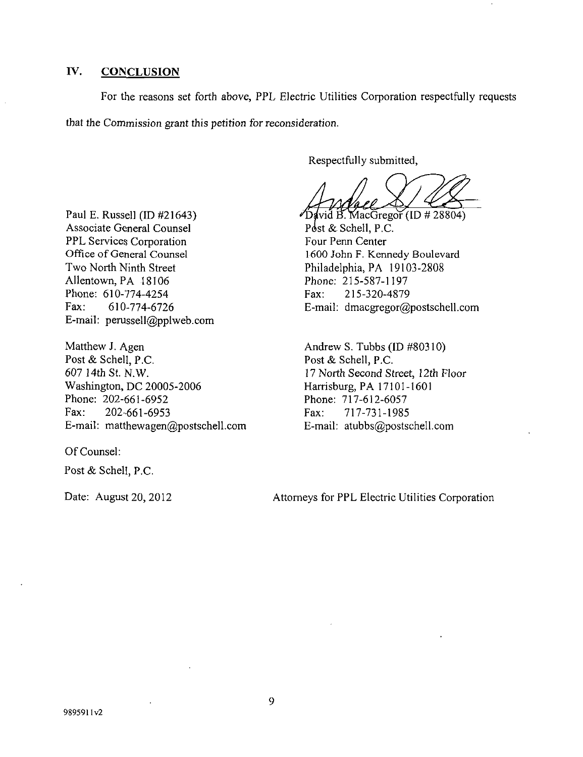## IV. CONCLUSION

For the reasons set forth above, PPL Electric Utilities Corporation respectfully requests that the Commission grant this petition for reconsideration.

Respectfully submitted,

David B. MacGregor (ID # 28804)
Post & Schell, P.C.
Four Penn Center
1600 John F. Kennedy Boulevard
Philadelphia, PA 19103-2808
Phone: 215-587-1197
Fax: 215-320-4879
E-mail: dmacgregor@postschell.com

Paul E. Russell (ID #21643)
Associate General Counsel
PPL Services Corporation
Office of General Counsel
Two North Ninth Street
Allentown, PA 18106
Phone: 610-774-4254
Fax: 610-774-6726
E-mail: perussell@pplweb.com

Andrew S. Tubbs (ID #80310)
Post & Schell, P.C.
17 North Second Street, 12th Floor
Harrisburg, PA 17101-1601
Phone: 717-612-6057
Fax: 717-731-1985
E-mail: atubbs@postschell.com

Matthew J. Agen
Post & Schell, P.C.
607 14th St. N.W.
Washington, DC 20005-2006
Phone: 202-661-6952
Fax: 202-661-6953
E-mail: matthewagen@postschell.com

Of Counsel:

Post & Schell, P.C.

Date: August 20, 2012

Attorneys for PPL Electric Utilities Corporation

989591 1v2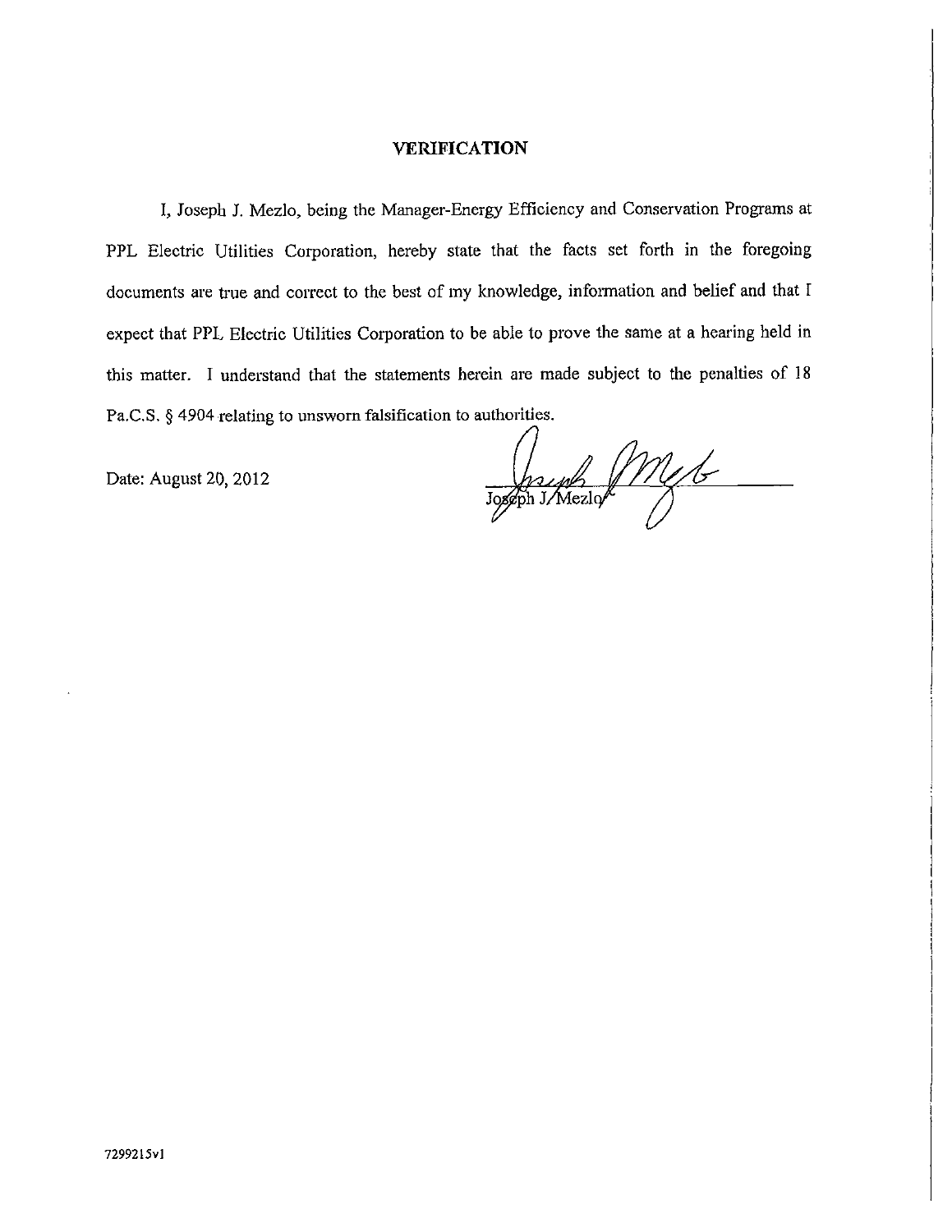# VERIFICATION

I, Joseph J. Mezlo, being the Manager-Energy Efficiency and Conservation Programs at PPL Electric Utilities Corporation, hereby state that the facts set forth in the foregoing documents are true and correct to the best of my knowledge, information and belief and that I expect that PPL Electric Utilities Corporation to be able to prove the same at a hearing held in this matter. I understand that the statements herein are made subject to the penalties of 18 Pa.C.S. § 4904 relating to unsworn falsification to authorities.

Date: August 20, 2012

Joseph J. Mezlo

7299215v1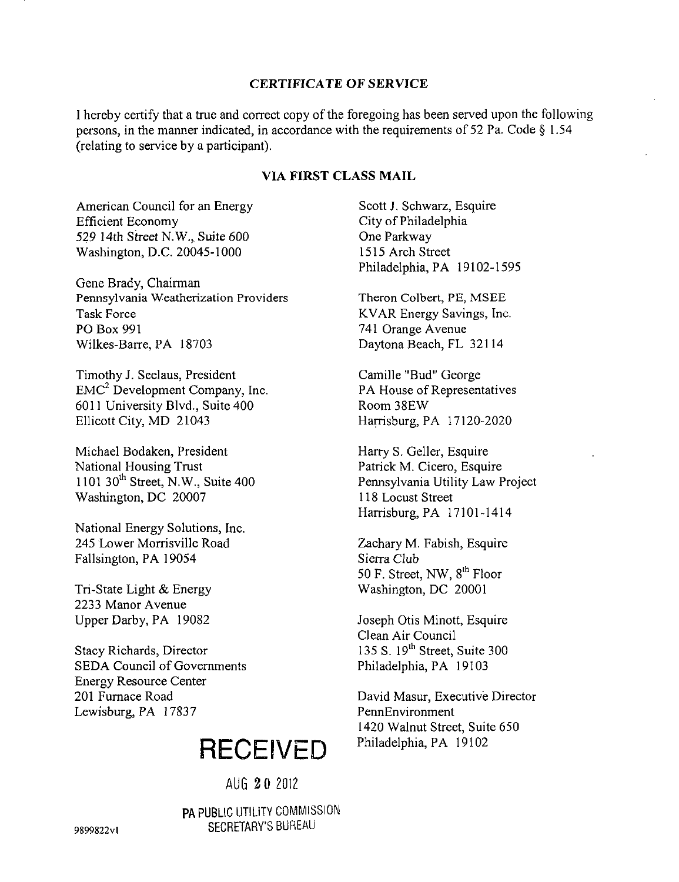## CERTIFICATE OF SERVICE

I hereby certify that a true and correct copy of the foregoing has been served upon the following persons, in the manner indicated, in accordance with the requirements of 52 Pa. Code § 1.54 (relating to service by a participant).

### VIA FIRST CLASS MAIL

American Council for an Energy Efficient Economy
529 14th Street N.W., Suite 600
Washington, D.C. 20045-1000

Gene Brady, Chairman
Pennsylvania Weatherization Providers Task Force
PO Box 991
Wilkes-Barre, PA 18703

Timothy J. Seelaus, President
EMC[2] Development Company, Inc.
6011 University Blvd., Suite 400
Ellicott City, MD 21043

Michael Bodaken, President
National Housing Trust
1101 30th Street, N.W., Suite 400
Washington, DC 20007

National Energy Solutions, Inc.
245 Lower Morrisville Road
Fallsington, PA 19054

Tri-State Light & Energy
2233 Manor Avenue
Upper Darby, PA 19082

Stacy Richards, Director
SEDA Council of Governments
Energy Resource Center
201 Furnace Road
Lewisburg, PA 17837

Scott J. Schwarz, Esquire
City of Philadelphia
One Parkway
1515 Arch Street
Philadelphia, PA 19102-1595

Theron Colbert, PE, MSEE
KVAR Energy Savings, Inc.
741 Orange Avenue
Daytona Beach, FL 32114

Camille "Bud" George
PA House of Representatives
Room 38EW
Harrisburg, PA 17120-2020

Harry S. Geller, Esquire
Patrick M. Cicero, Esquire
Pennsylvania Utility Law Project
118 Locust Street
Harrisburg, PA 17101-1414

Zachary M. Fabish, Esquire
Sierra Club
50 F. Street, NW, 8th Floor
Washington, DC 20001

Joseph Otis Minott, Esquire
Clean Air Council
135 S. 19th Street, Suite 300
Philadelphia, PA 19103

David Masur, Executive Director
PennEnvironment
1420 Walnut Street, Suite 650
Philadelphia, PA 19102

**RECEIVED**

AUG 20 2012

PA PUBLIC UTILITY COMMISSION
SECRETARY'S BUREAU

9899822v1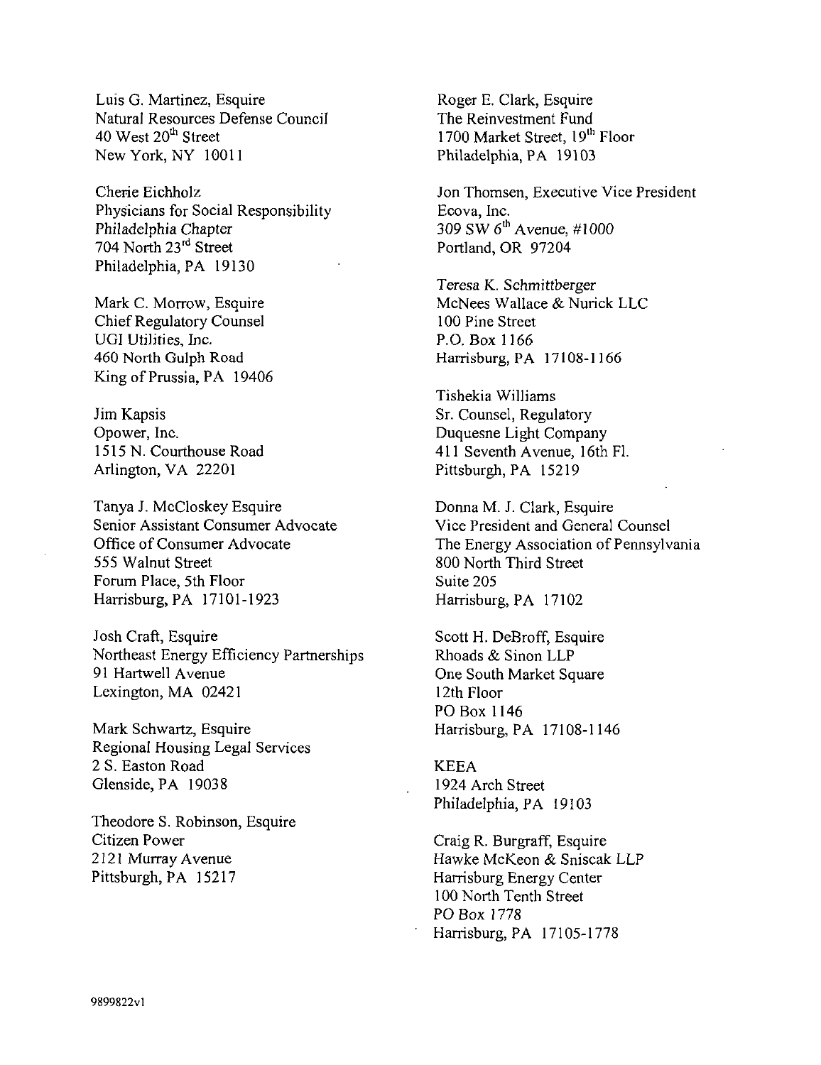Luis G. Martinez, Esquire
Natural Resources Defense Council
40 West 20th Street
New York, NY 10011

Cherie Eichholz
Physicians for Social Responsibility
Philadelphia Chapter
704 North 23rd Street
Philadelphia, PA 19130

Mark C. Morrow, Esquire
Chief Regulatory Counsel
UGI Utilities, Inc.
460 North Gulph Road
King of Prussia, PA 19406

Jim Kapsis
Opower, Inc.
1515 N. Courthouse Road
Arlington, VA 22201

Tanya J. McCloskey Esquire
Senior Assistant Consumer Advocate
Office of Consumer Advocate
555 Walnut Street
Forum Place, 5th Floor
Harrisburg, PA 17101-1923

Josh Craft, Esquire
Northeast Energy Efficiency Partnerships
91 Hartwell Avenue
Lexington, MA 02421

Mark Schwartz, Esquire
Regional Housing Legal Services
2 S. Easton Road
Glenside, PA 19038

Theodore S. Robinson, Esquire
Citizen Power
2121 Murray Avenue
Pittsburgh, PA 15217

Roger E. Clark, Esquire
The Reinvestment Fund
1700 Market Street, 19th Floor
Philadelphia, PA 19103

Jon Thomsen, Executive Vice President
Ecova, Inc.
309 SW 6th Avenue, #1000
Portland, OR 97204

Teresa K. Schmittberger
McNees Wallace & Nurick LLC
100 Pine Street
P.O. Box 1166
Harrisburg, PA 17108-1166

Tishekia Williams
Sr. Counsel, Regulatory
Duquesne Light Company
411 Seventh Avenue, 16th Fl.
Pittsburgh, PA 15219

Donna M. J. Clark, Esquire
Vice President and General Counsel
The Energy Association of Pennsylvania
800 North Third Street
Suite 205
Harrisburg, PA 17102

Scott H. DeBroff, Esquire
Rhoads & Sinon LLP
One South Market Square
12th Floor
PO Box 1146
Harrisburg, PA 17108-1146

KEEA
1924 Arch Street
Philadelphia, PA 19103

Craig R. Burgraff, Esquire
Hawke McKeon & Sniscak LLP
Harrisburg Energy Center
100 North Tenth Street
PO Box 1778
Harrisburg, PA 17105-1778

9899822v1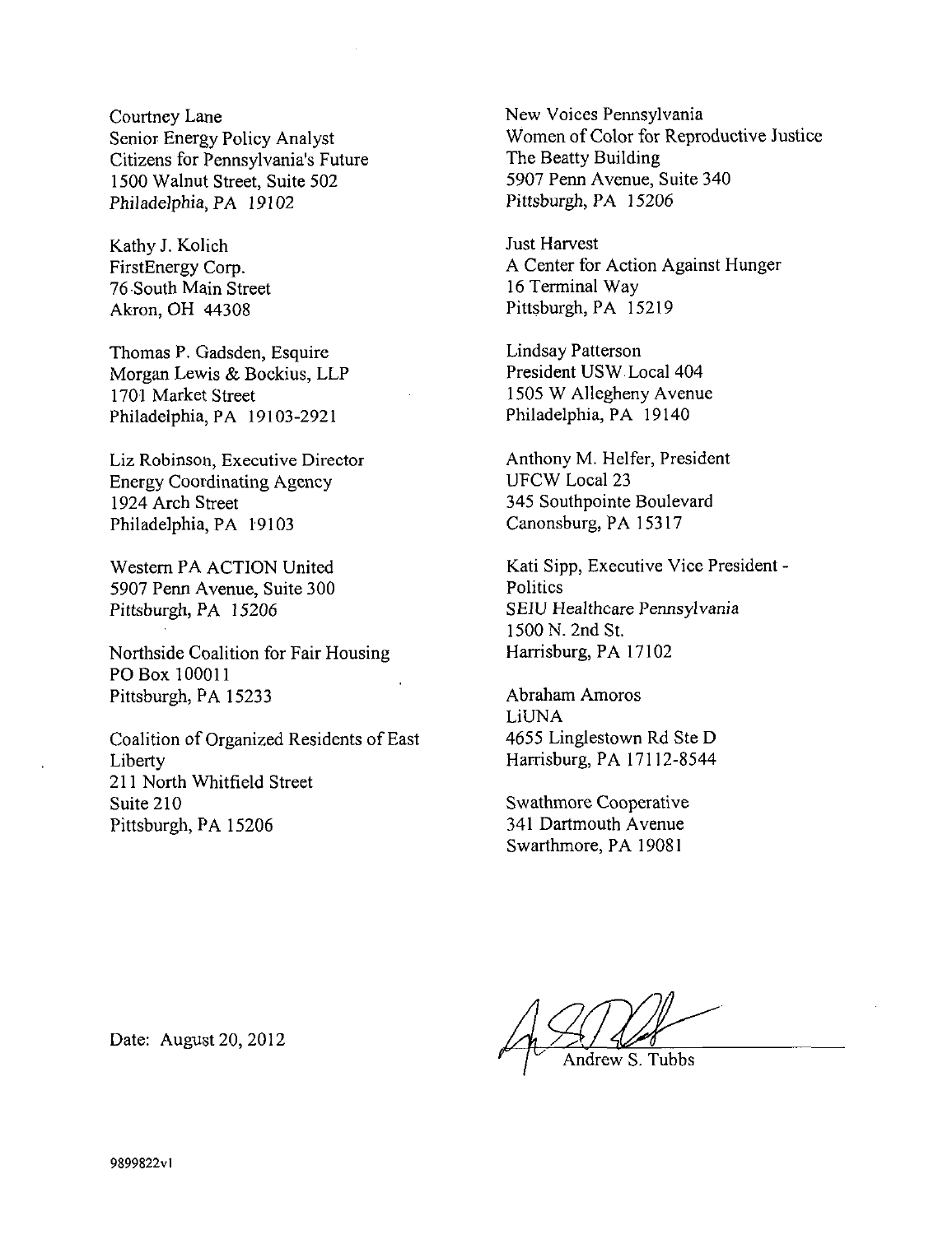Courtney Lane
Senior Energy Policy Analyst
Citizens for Pennsylvania's Future
1500 Walnut Street, Suite 502
Philadelphia, PA 19102

Kathy J. Kolich
FirstEnergy Corp.
76 South Main Street
Akron, OH 44308

Thomas P. Gadsden, Esquire
Morgan Lewis & Bockius, LLP
1701 Market Street
Philadelphia, PA 19103-2921

Liz Robinson, Executive Director
Energy Coordinating Agency
1924 Arch Street
Philadelphia, PA 19103

Western PA ACTION United
5907 Penn Avenue, Suite 300
Pittsburgh, PA 15206

Northside Coalition for Fair Housing
PO Box 100011
Pittsburgh, PA 15233

Coalition of Organized Residents of East Liberty
211 North Whitfield Street
Suite 210
Pittsburgh, PA 15206

New Voices Pennsylvania
Women of Color for Reproductive Justice
The Beatty Building
5907 Penn Avenue, Suite 340
Pittsburgh, PA 15206

Just Harvest
A Center for Action Against Hunger
16 Terminal Way
Pittsburgh, PA 15219

Lindsay Patterson
President USW Local 404
1505 W Allegheny Avenue
Philadelphia, PA 19140

Anthony M. Helfer, President
UFCW Local 23
345 Southpointe Boulevard
Canonsburg, PA 15317

Kati Sipp, Executive Vice President - Politics
SEIU Healthcare Pennsylvania
1500 N. 2nd St.
Harrisburg, PA 17102

Abraham Amoros
LiUNA
4655 Linglestown Rd Ste D
Harrisburg, PA 17112-8544

Swathmore Cooperative
341 Dartmouth Avenue
Swarthmore, PA 19081

Date: August 20, 2012

Andrew S. Tubbs

9899822v1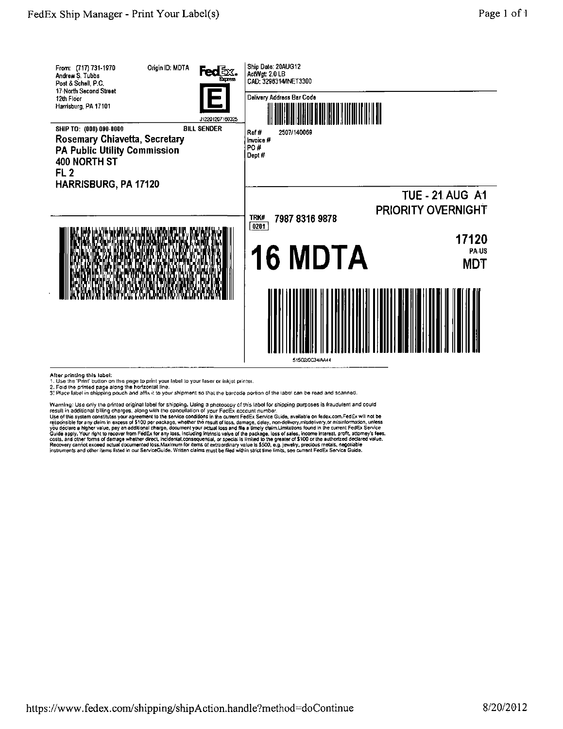From: (717) 731-1970
Andrew S. Tubbs
Post & Schell, P.C.
17 North Second Street
12th Floor
Harrisburg, PA 17101

Origin ID: MDTA

FedEx Express

E

J12201207160325

Ship Date: 20AUG12
ActWgt: 2.0 LB
CAD: 3296314/INET3300

Delivery Address Bar Code

SHIP TO: (000) 000-0000 BILL SENDER

**Rosemary Chiavetta, Secretary**
**PA Public Utility Commission**
**400 NORTH ST**
**FL 2**
**HARRISBURG, PA 17120**

Ref # 2507/140069
Invoice #
PO #
Dept #

**TUE - 21 AUG A1**
**PRIORITY OVERNIGHT**

TRK# 7987 8316 9878
0201

**16 MDTA**

**17120**
**PA-US**
**MDT**

515G2/0C34/AA44

After printing this label:
1. Use the 'Print' button on this page to print your label to your laser or inkjet printer.
2. Fold the printed page along the horizontal line.
3. Place label in shipping pouch and affix it to your shipment so that the barcode portion of the label can be read and scanned.

Warning: Use only the printed original label for shipping. Using a photocopy of this label for shipping purposes is fraudulent and could result in additional billing charges, along with the cancellation of your FedEx account number.
Use of this system constitutes your agreement to the service conditions in the current FedEx Service Guide, available on fedex.com.FedEx will not be responsible for any claim in excess of $100 per package, whether the result of loss, damage, delay, non-delivery,misdelivery,or misinformation, unless you declare a higher value, pay an additional charge, document your actual loss and file a timely claim.Limitations found in the current FedEx Service Guide apply. Your right to recover from FedEx for any loss, including intrinsic value of the package, loss of sales, income interest, profit, attorney's fees, costs, and other forms of damage whether direct, incidental,consequential, or special is limited to the greater of $100 or the authorized declared value. Recovery cannot exceed actual documented loss.Maximum for items of extraordinary value is $500, e.g. jewelry, precious metals, negotiable instruments and other items listed in our ServiceGuide. Written claims must be filed within strict time limits, see current FedEx Service Guide.